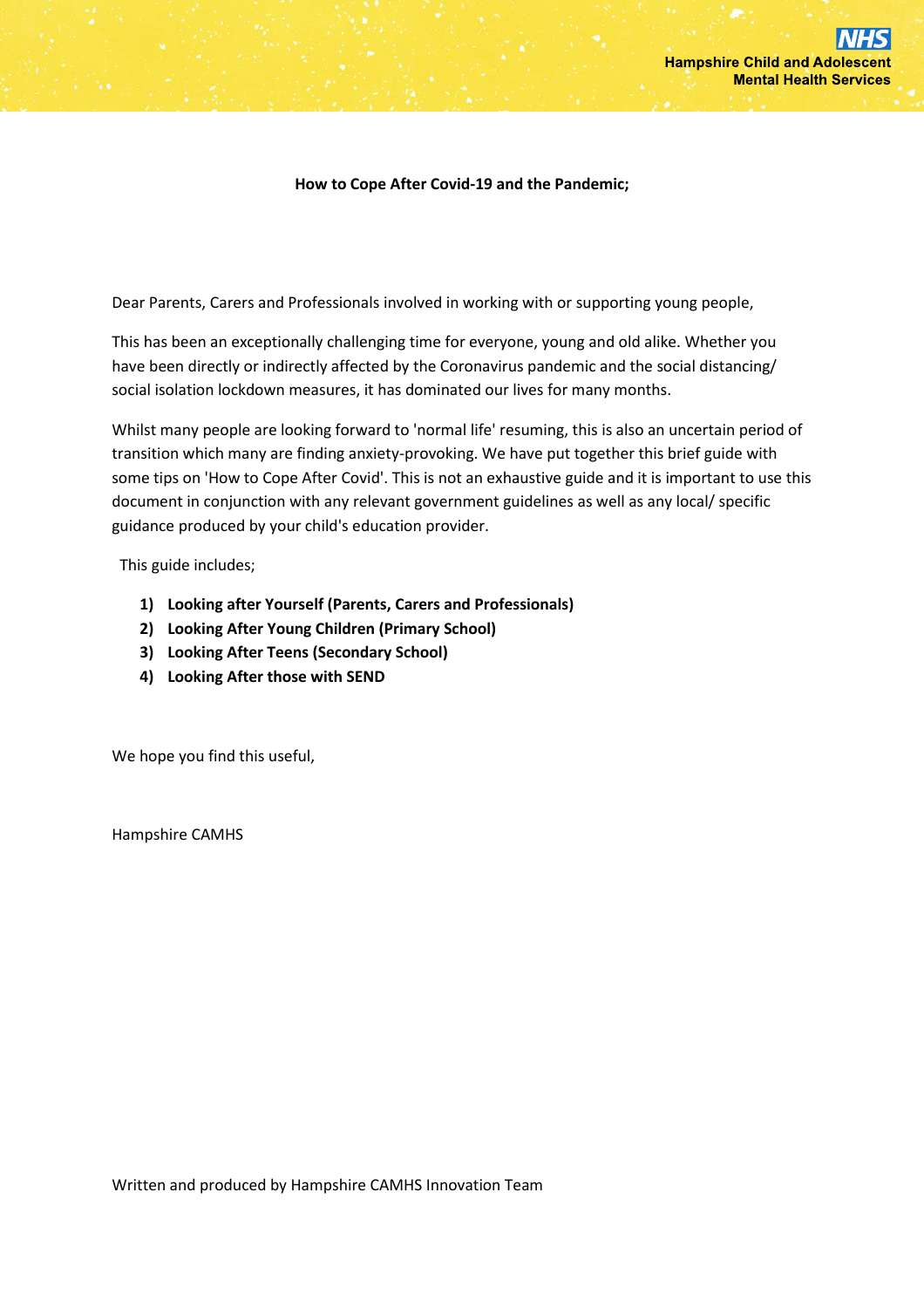Hampshire Child and Adolescent Mental Health Services

**How to Cope After Covid-19 and the Pandemic;**

Dear Parents, Carers and Professionals involved in working with or supporting young people,

This has been an exceptionally challenging time for everyone, young and old alike. Whether you have been directly or indirectly affected by the Coronavirus pandemic and the social distancing/ social isolation lockdown measures, it has dominated our lives for many months.

Whilst many people are looking forward to 'normal life' resuming, this is also an uncertain period of transition which many are finding anxiety-provoking. We have put together this brief guide with some tips on 'How to Cope After Covid'. This is not an exhaustive guide and it is important to use this document in conjunction with any relevant government guidelines as well as any local/ specific guidance produced by your child's education provider.

This guide includes;

1) **Looking after Yourself (Parents, Carers and Professionals)**
2) **Looking After Young Children (Primary School)**
3) **Looking After Teens (Secondary School)**
4) **Looking After those with SEND**

We hope you find this useful,

Hampshire CAMHS

Written and produced by Hampshire CAMHS Innovation Team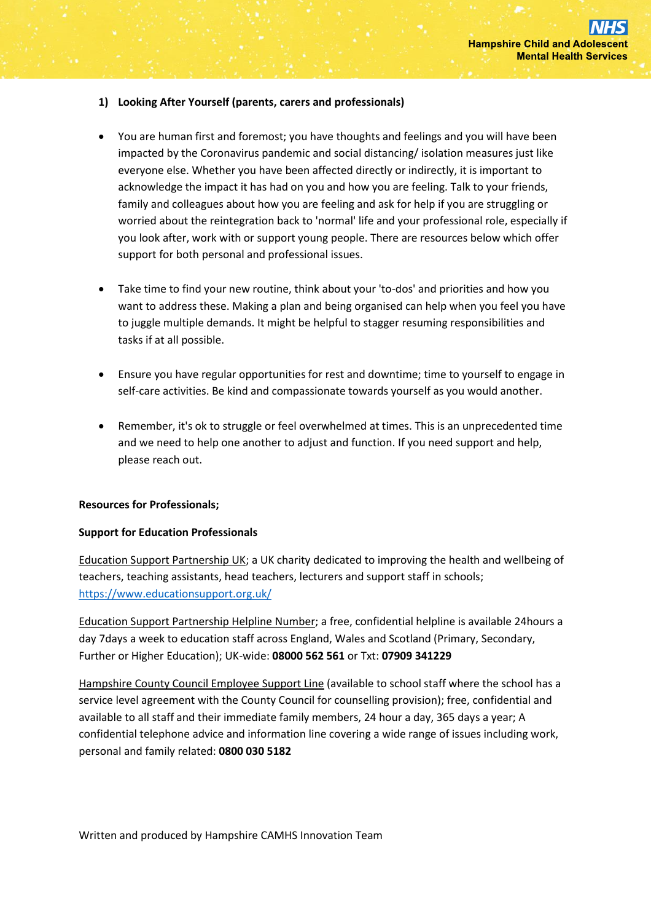## 1) Looking After Yourself (parents, carers and professionals)

- You are human first and foremost; you have thoughts and feelings and you will have been impacted by the Coronavirus pandemic and social distancing/ isolation measures just like everyone else. Whether you have been affected directly or indirectly, it is important to acknowledge the impact it has had on you and how you are feeling. Talk to your friends, family and colleagues about how you are feeling and ask for help if you are struggling or worried about the reintegration back to 'normal' life and your professional role, especially if you look after, work with or support young people. There are resources below which offer support for both personal and professional issues.

- Take time to find your new routine, think about your 'to-dos' and priorities and how you want to address these. Making a plan and being organised can help when you feel you have to juggle multiple demands. It might be helpful to stagger resuming responsibilities and tasks if at all possible.

- Ensure you have regular opportunities for rest and downtime; time to yourself to engage in self-care activities. Be kind and compassionate towards yourself as you would another.

- Remember, it's ok to struggle or feel overwhelmed at times. This is an unprecedented time and we need to help one another to adjust and function. If you need support and help, please reach out.

**Resources for Professionals;**

**Support for Education Professionals**

Education Support Partnership UK; a UK charity dedicated to improving the health and wellbeing of teachers, teaching assistants, head teachers, lecturers and support staff in schools; https://www.educationsupport.org.uk/

Education Support Partnership Helpline Number; a free, confidential helpline is available 24hours a day 7days a week to education staff across England, Wales and Scotland (Primary, Secondary, Further or Higher Education); UK-wide: **08000 562 561** or Txt: **07909 341229**

Hampshire County Council Employee Support Line (available to school staff where the school has a service level agreement with the County Council for counselling provision); free, confidential and available to all staff and their immediate family members, 24 hour a day, 365 days a year; A confidential telephone advice and information line covering a wide range of issues including work, personal and family related: **0800 030 5182**

Written and produced by Hampshire CAMHS Innovation Team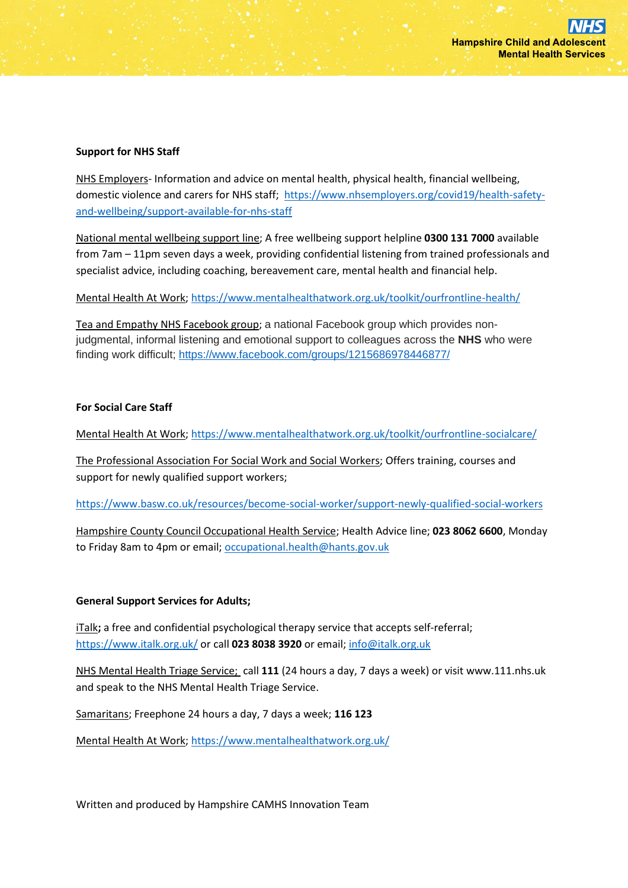**Support for NHS Staff**

NHS Employers- Information and advice on mental health, physical health, financial wellbeing, domestic violence and carers for NHS staff; https://www.nhsemployers.org/covid19/health-safety-and-wellbeing/support-available-for-nhs-staff

National mental wellbeing support line; A free wellbeing support helpline **0300 131 7000** available from 7am – 11pm seven days a week, providing confidential listening from trained professionals and specialist advice, including coaching, bereavement care, mental health and financial help.

Mental Health At Work; https://www.mentalhealthatwork.org.uk/toolkit/ourfrontline-health/

Tea and Empathy NHS Facebook group; a national Facebook group which provides non-judgmental, informal listening and emotional support to colleagues across the **NHS** who were finding work difficult; https://www.facebook.com/groups/1215686978446877/

**For Social Care Staff**

Mental Health At Work; https://www.mentalhealthatwork.org.uk/toolkit/ourfrontline-socialcare/

The Professional Association For Social Work and Social Workers; Offers training, courses and support for newly qualified support workers;

https://www.basw.co.uk/resources/become-social-worker/support-newly-qualified-social-workers

Hampshire County Council Occupational Health Service; Health Advice line; **023 8062 6600**, Monday to Friday 8am to 4pm or email; occupational.health@hants.gov.uk

**General Support Services for Adults;**

iTalk**;** a free and confidential psychological therapy service that accepts self-referral; https://www.italk.org.uk/ or call **023 8038 3920** or email; info@italk.org.uk

NHS Mental Health Triage Service; call **111** (24 hours a day, 7 days a week) or visit www.111.nhs.uk and speak to the NHS Mental Health Triage Service.

Samaritans; Freephone 24 hours a day, 7 days a week; **116 123**

Mental Health At Work; https://www.mentalhealthatwork.org.uk/

Written and produced by Hampshire CAMHS Innovation Team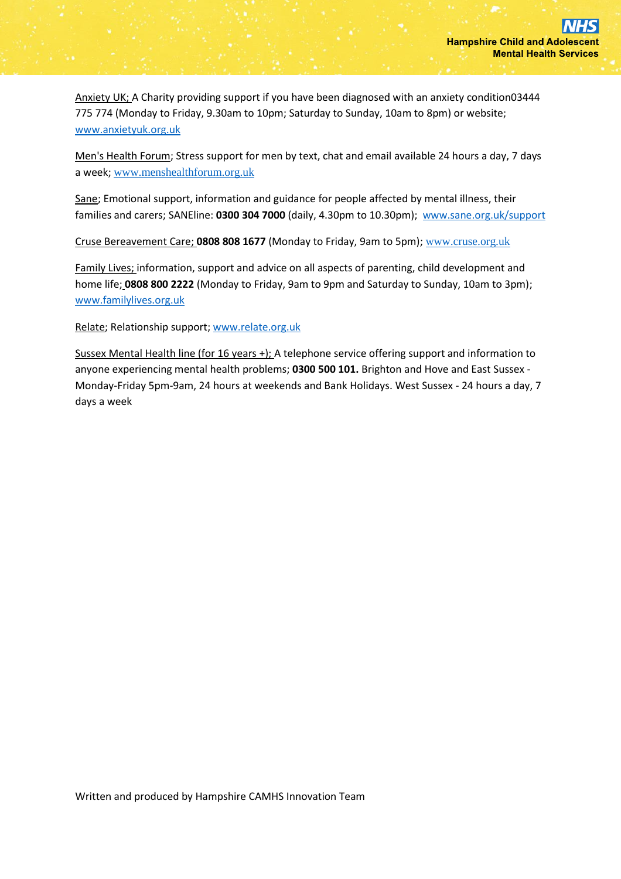Anxiety UK; A Charity providing support if you have been diagnosed with an anxiety condition03444 775 774 (Monday to Friday, 9.30am to 10pm; Saturday to Sunday, 10am to 8pm) or website; www.anxietyuk.org.uk

Men's Health Forum; Stress support for men by text, chat and email available 24 hours a day, 7 days a week; www.menshealthforum.org.uk

Sane; Emotional support, information and guidance for people affected by mental illness, their families and carers; SANEline: **0300 304 7000** (daily, 4.30pm to 10.30pm); www.sane.org.uk/support

Cruse Bereavement Care; **0808 808 1677** (Monday to Friday, 9am to 5pm); www.cruse.org.uk

Family Lives; information, support and advice on all aspects of parenting, child development and home life; **0808 800 2222** (Monday to Friday, 9am to 9pm and Saturday to Sunday, 10am to 3pm); www.familylives.org.uk

Relate; Relationship support; www.relate.org.uk

Sussex Mental Health line (for 16 years +); A telephone service offering support and information to anyone experiencing mental health problems; **0300 500 101.** Brighton and Hove and East Sussex - Monday-Friday 5pm-9am, 24 hours at weekends and Bank Holidays. West Sussex - 24 hours a day, 7 days a week

Written and produced by Hampshire CAMHS Innovation Team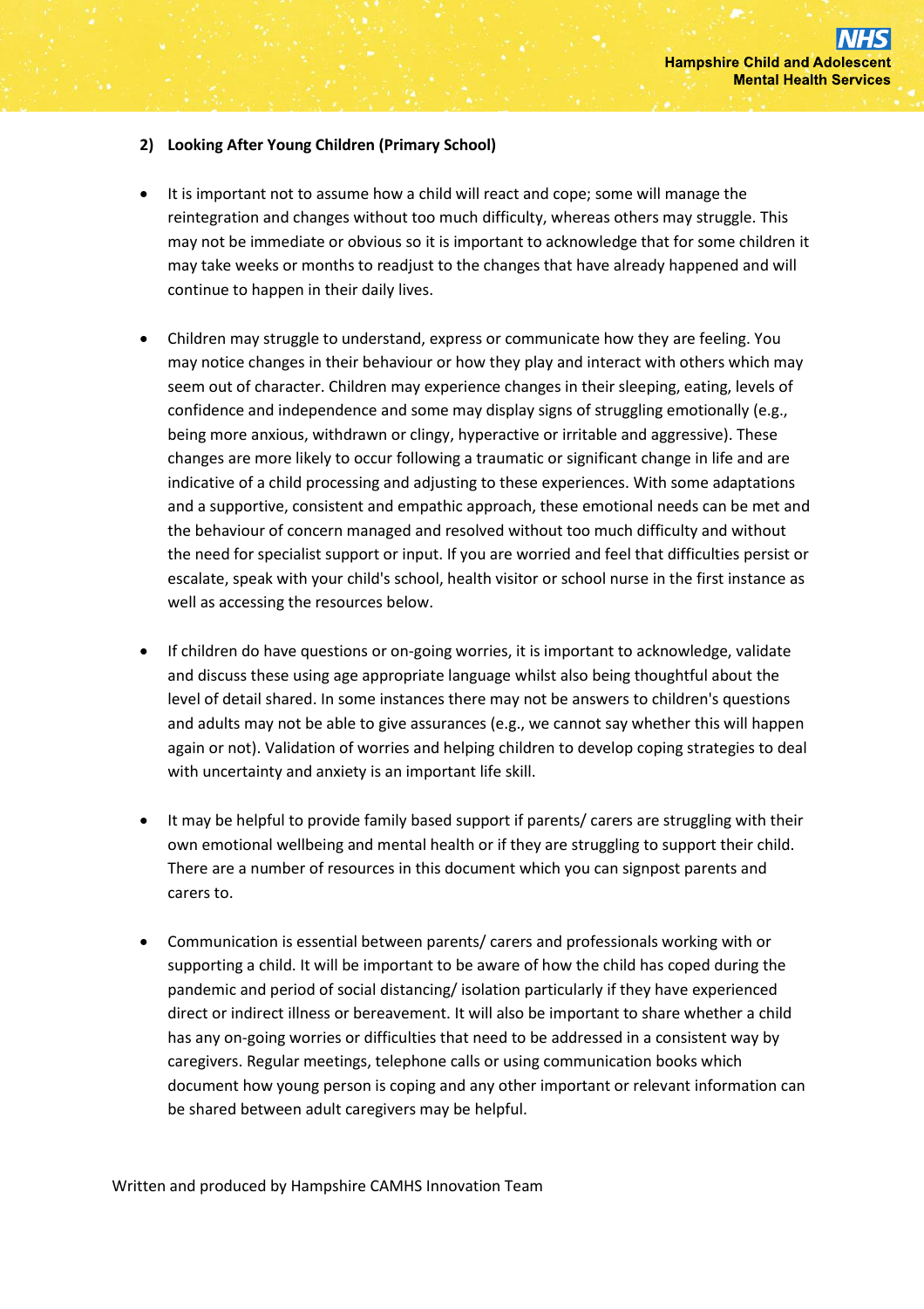## 2) Looking After Young Children (Primary School)

- It is important not to assume how a child will react and cope; some will manage the reintegration and changes without too much difficulty, whereas others may struggle. This may not be immediate or obvious so it is important to acknowledge that for some children it may take weeks or months to readjust to the changes that have already happened and will continue to happen in their daily lives.

- Children may struggle to understand, express or communicate how they are feeling. You may notice changes in their behaviour or how they play and interact with others which may seem out of character. Children may experience changes in their sleeping, eating, levels of confidence and independence and some may display signs of struggling emotionally (e.g., being more anxious, withdrawn or clingy, hyperactive or irritable and aggressive). These changes are more likely to occur following a traumatic or significant change in life and are indicative of a child processing and adjusting to these experiences. With some adaptations and a supportive, consistent and empathic approach, these emotional needs can be met and the behaviour of concern managed and resolved without too much difficulty and without the need for specialist support or input. If you are worried and feel that difficulties persist or escalate, speak with your child's school, health visitor or school nurse in the first instance as well as accessing the resources below.

- If children do have questions or on-going worries, it is important to acknowledge, validate and discuss these using age appropriate language whilst also being thoughtful about the level of detail shared. In some instances there may not be answers to children's questions and adults may not be able to give assurances (e.g., we cannot say whether this will happen again or not). Validation of worries and helping children to develop coping strategies to deal with uncertainty and anxiety is an important life skill.

- It may be helpful to provide family based support if parents/ carers are struggling with their own emotional wellbeing and mental health or if they are struggling to support their child. There are a number of resources in this document which you can signpost parents and carers to.

- Communication is essential between parents/ carers and professionals working with or supporting a child. It will be important to be aware of how the child has coped during the pandemic and period of social distancing/ isolation particularly if they have experienced direct or indirect illness or bereavement. It will also be important to share whether a child has any on-going worries or difficulties that need to be addressed in a consistent way by caregivers. Regular meetings, telephone calls or using communication books which document how young person is coping and any other important or relevant information can be shared between adult caregivers may be helpful.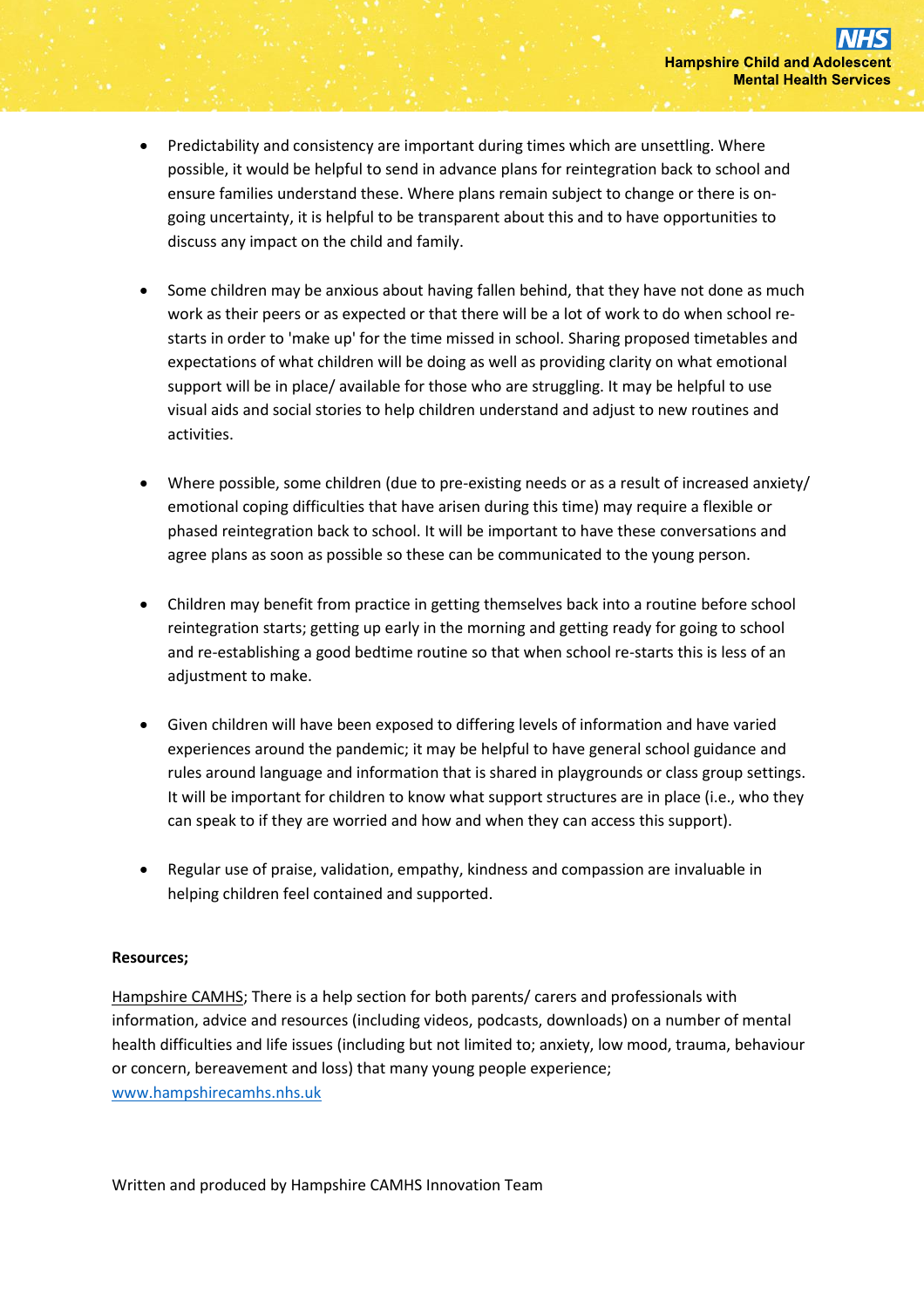- Predictability and consistency are important during times which are unsettling. Where possible, it would be helpful to send in advance plans for reintegration back to school and ensure families understand these. Where plans remain subject to change or there is on-going uncertainty, it is helpful to be transparent about this and to have opportunities to discuss any impact on the child and family.

- Some children may be anxious about having fallen behind, that they have not done as much work as their peers or as expected or that there will be a lot of work to do when school re-starts in order to 'make up' for the time missed in school. Sharing proposed timetables and expectations of what children will be doing as well as providing clarity on what emotional support will be in place/ available for those who are struggling. It may be helpful to use visual aids and social stories to help children understand and adjust to new routines and activities.

- Where possible, some children (due to pre-existing needs or as a result of increased anxiety/ emotional coping difficulties that have arisen during this time) may require a flexible or phased reintegration back to school. It will be important to have these conversations and agree plans as soon as possible so these can be communicated to the young person.

- Children may benefit from practice in getting themselves back into a routine before school reintegration starts; getting up early in the morning and getting ready for going to school and re-establishing a good bedtime routine so that when school re-starts this is less of an adjustment to make.

- Given children will have been exposed to differing levels of information and have varied experiences around the pandemic; it may be helpful to have general school guidance and rules around language and information that is shared in playgrounds or class group settings. It will be important for children to know what support structures are in place (i.e., who they can speak to if they are worried and how and when they can access this support).

- Regular use of praise, validation, empathy, kindness and compassion are invaluable in helping children feel contained and supported.

**Resources;**

Hampshire CAMHS; There is a help section for both parents/ carers and professionals with information, advice and resources (including videos, podcasts, downloads) on a number of mental health difficulties and life issues (including but not limited to; anxiety, low mood, trauma, behaviour or concern, bereavement and loss) that many young people experience; www.hampshirecamhs.nhs.uk

Written and produced by Hampshire CAMHS Innovation Team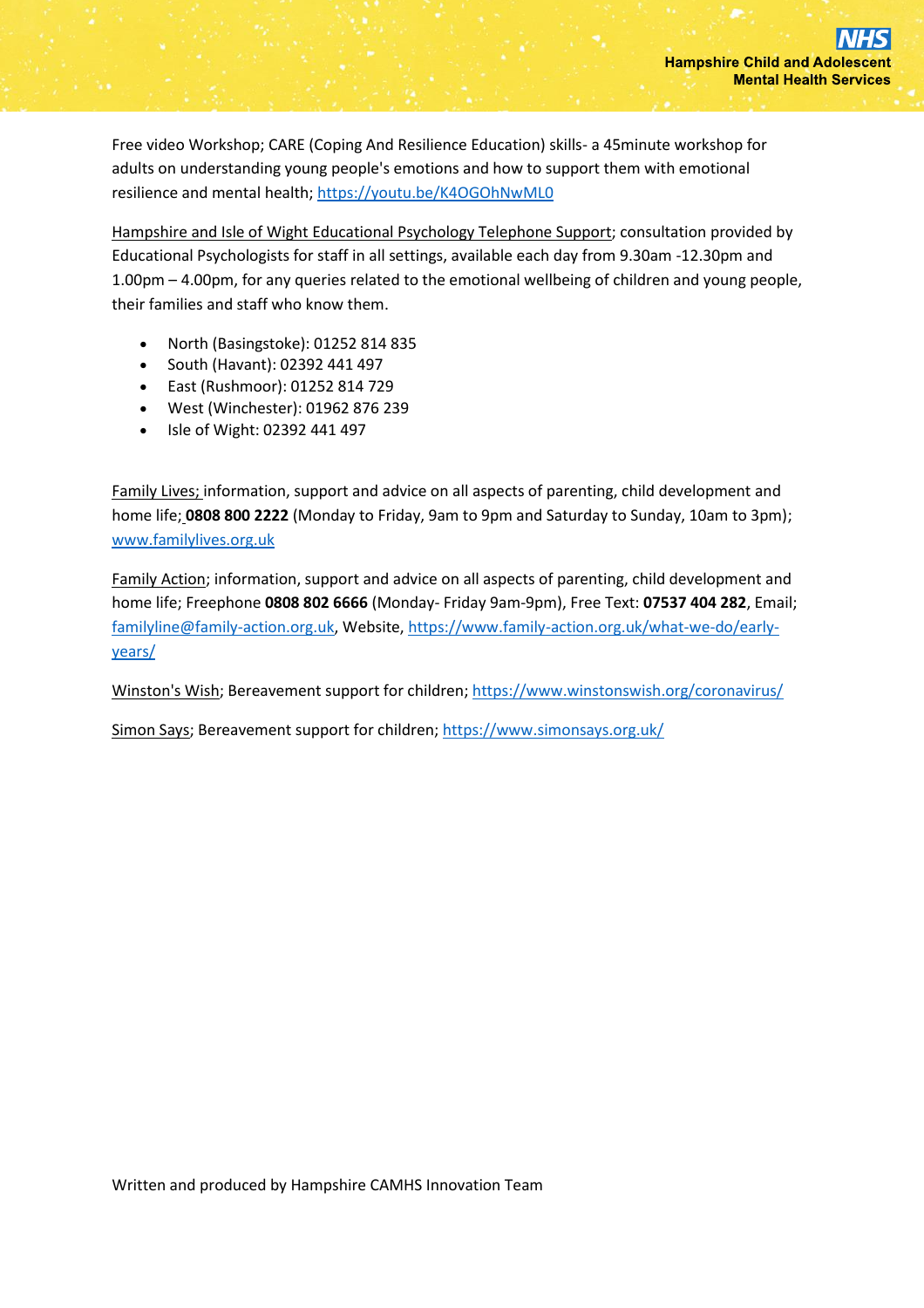Free video Workshop; CARE (Coping And Resilience Education) skills- a 45minute workshop for adults on understanding young people's emotions and how to support them with emotional resilience and mental health; https://youtu.be/K4OGOhNwML0

Hampshire and Isle of Wight Educational Psychology Telephone Support; consultation provided by Educational Psychologists for staff in all settings, available each day from 9.30am -12.30pm and 1.00pm – 4.00pm, for any queries related to the emotional wellbeing of children and young people, their families and staff who know them.

- North (Basingstoke): 01252 814 835
- South (Havant): 02392 441 497
- East (Rushmoor): 01252 814 729
- West (Winchester): 01962 876 239
- Isle of Wight: 02392 441 497

Family Lives; information, support and advice on all aspects of parenting, child development and home life; **0808 800 2222** (Monday to Friday, 9am to 9pm and Saturday to Sunday, 10am to 3pm); www.familylives.org.uk

Family Action; information, support and advice on all aspects of parenting, child development and home life; Freephone **0808 802 6666** (Monday- Friday 9am-9pm), Free Text: **07537 404 282**, Email; familyline@family-action.org.uk, Website, https://www.family-action.org.uk/what-we-do/early-years/

Winston's Wish; Bereavement support for children; https://www.winstonswish.org/coronavirus/

Simon Says; Bereavement support for children; https://www.simonsays.org.uk/

Written and produced by Hampshire CAMHS Innovation Team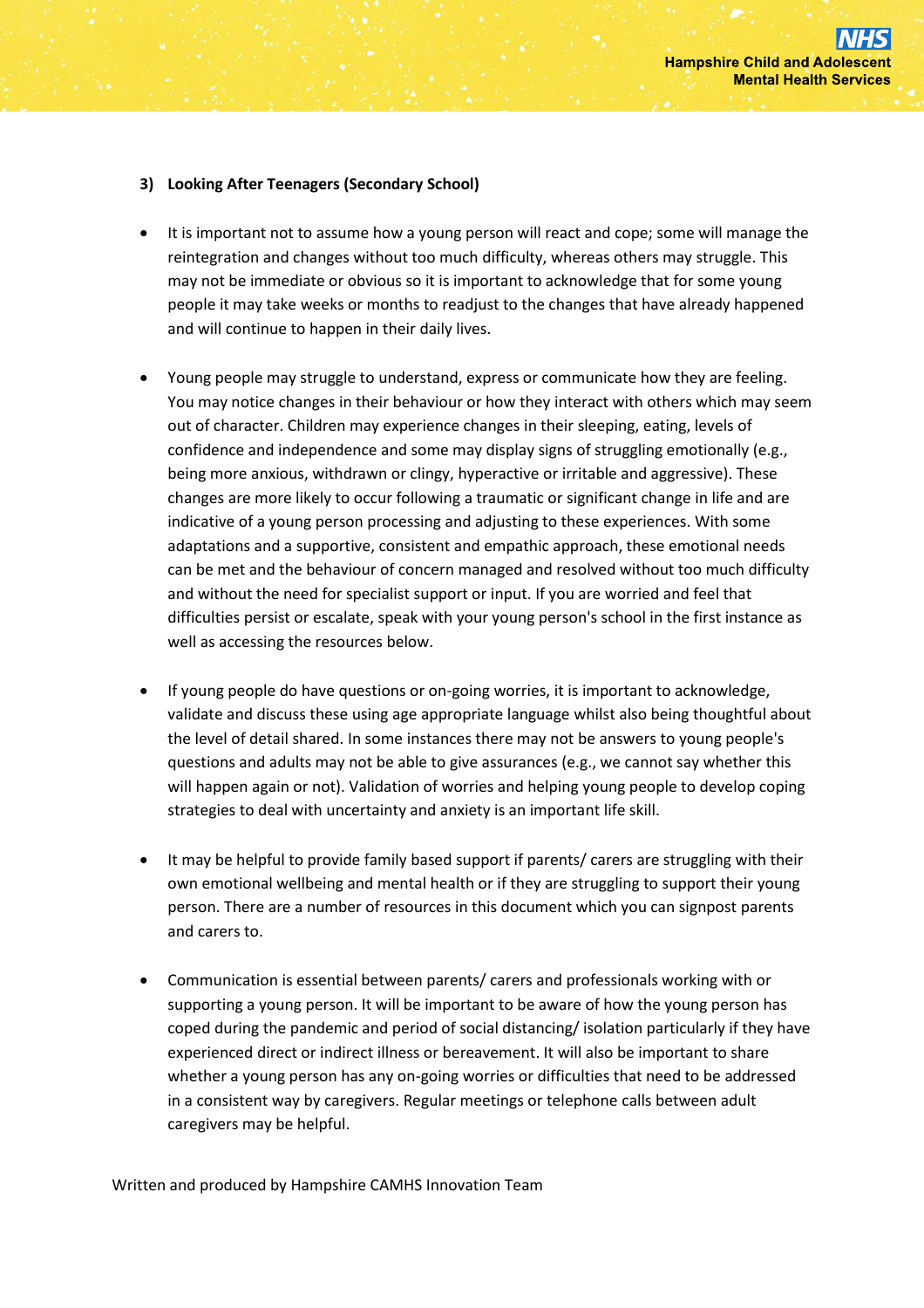### 3) Looking After Teenagers (Secondary School)

- It is important not to assume how a young person will react and cope; some will manage the reintegration and changes without too much difficulty, whereas others may struggle. This may not be immediate or obvious so it is important to acknowledge that for some young people it may take weeks or months to readjust to the changes that have already happened and will continue to happen in their daily lives.

- Young people may struggle to understand, express or communicate how they are feeling. You may notice changes in their behaviour or how they interact with others which may seem out of character. Children may experience changes in their sleeping, eating, levels of confidence and independence and some may display signs of struggling emotionally (e.g., being more anxious, withdrawn or clingy, hyperactive or irritable and aggressive). These changes are more likely to occur following a traumatic or significant change in life and are indicative of a young person processing and adjusting to these experiences. With some adaptations and a supportive, consistent and empathic approach, these emotional needs can be met and the behaviour of concern managed and resolved without too much difficulty and without the need for specialist support or input. If you are worried and feel that difficulties persist or escalate, speak with your young person's school in the first instance as well as accessing the resources below.

- If young people do have questions or on-going worries, it is important to acknowledge, validate and discuss these using age appropriate language whilst also being thoughtful about the level of detail shared. In some instances there may not be answers to young people's questions and adults may not be able to give assurances (e.g., we cannot say whether this will happen again or not). Validation of worries and helping young people to develop coping strategies to deal with uncertainty and anxiety is an important life skill.

- It may be helpful to provide family based support if parents/ carers are struggling with their own emotional wellbeing and mental health or if they are struggling to support their young person. There are a number of resources in this document which you can signpost parents and carers to.

- Communication is essential between parents/ carers and professionals working with or supporting a young person. It will be important to be aware of how the young person has coped during the pandemic and period of social distancing/ isolation particularly if they have experienced direct or indirect illness or bereavement. It will also be important to share whether a young person has any on-going worries or difficulties that need to be addressed in a consistent way by caregivers. Regular meetings or telephone calls between adult caregivers may be helpful.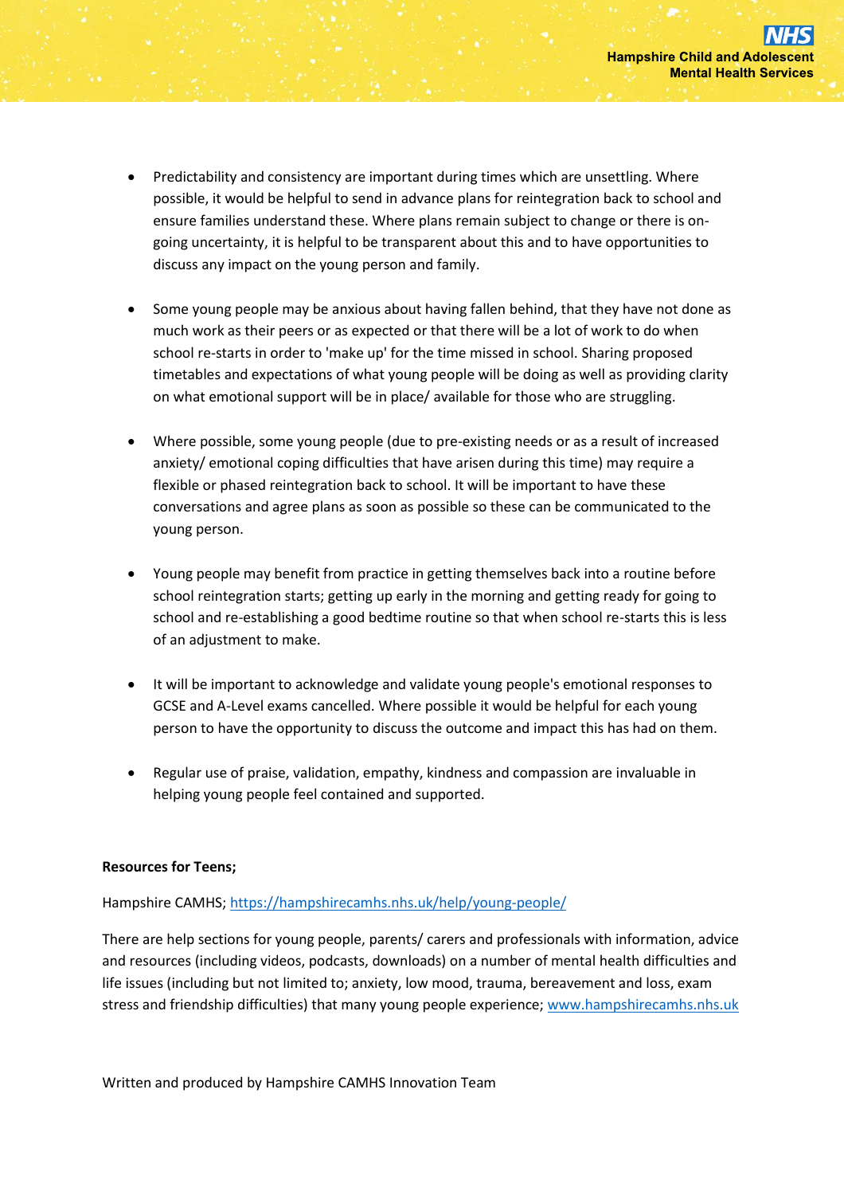- Predictability and consistency are important during times which are unsettling. Where possible, it would be helpful to send in advance plans for reintegration back to school and ensure families understand these. Where plans remain subject to change or there is on-going uncertainty, it is helpful to be transparent about this and to have opportunities to discuss any impact on the young person and family.

- Some young people may be anxious about having fallen behind, that they have not done as much work as their peers or as expected or that there will be a lot of work to do when school re-starts in order to 'make up' for the time missed in school. Sharing proposed timetables and expectations of what young people will be doing as well as providing clarity on what emotional support will be in place/ available for those who are struggling.

- Where possible, some young people (due to pre-existing needs or as a result of increased anxiety/ emotional coping difficulties that have arisen during this time) may require a flexible or phased reintegration back to school. It will be important to have these conversations and agree plans as soon as possible so these can be communicated to the young person.

- Young people may benefit from practice in getting themselves back into a routine before school reintegration starts; getting up early in the morning and getting ready for going to school and re-establishing a good bedtime routine so that when school re-starts this is less of an adjustment to make.

- It will be important to acknowledge and validate young people's emotional responses to GCSE and A-Level exams cancelled. Where possible it would be helpful for each young person to have the opportunity to discuss the outcome and impact this has had on them.

- Regular use of praise, validation, empathy, kindness and compassion are invaluable in helping young people feel contained and supported.

**Resources for Teens;**

Hampshire CAMHS; https://hampshirecamhs.nhs.uk/help/young-people/

There are help sections for young people, parents/ carers and professionals with information, advice and resources (including videos, podcasts, downloads) on a number of mental health difficulties and life issues (including but not limited to; anxiety, low mood, trauma, bereavement and loss, exam stress and friendship difficulties) that many young people experience; www.hampshirecamhs.nhs.uk

Written and produced by Hampshire CAMHS Innovation Team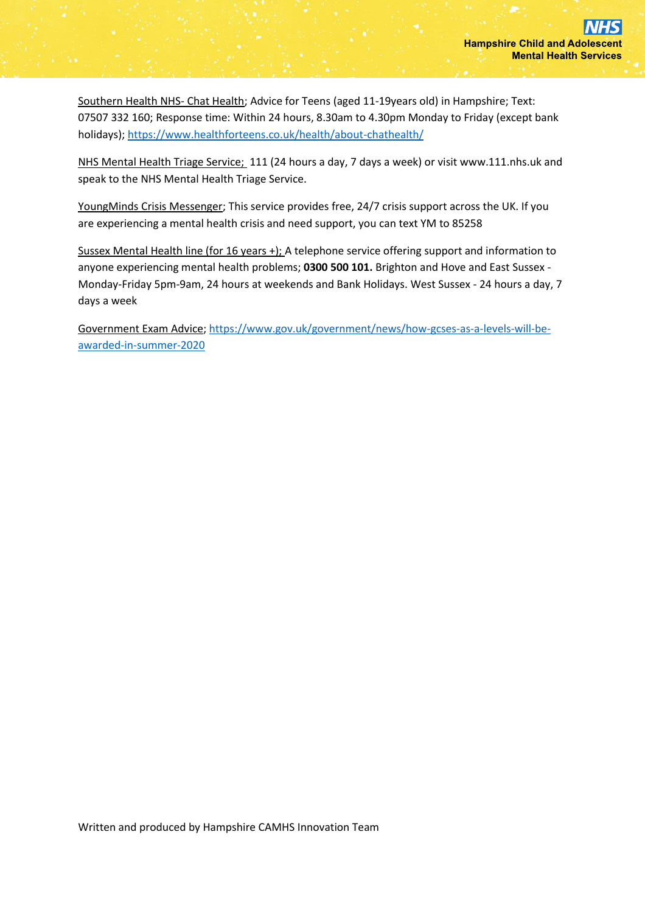Southern Health NHS- Chat Health; Advice for Teens (aged 11-19years old) in Hampshire; Text: 07507 332 160; Response time: Within 24 hours, 8.30am to 4.30pm Monday to Friday (except bank holidays); https://www.healthforteens.co.uk/health/about-chathealth/

NHS Mental Health Triage Service; 111 (24 hours a day, 7 days a week) or visit www.111.nhs.uk and speak to the NHS Mental Health Triage Service.

YoungMinds Crisis Messenger; This service provides free, 24/7 crisis support across the UK. If you are experiencing a mental health crisis and need support, you can text YM to 85258

Sussex Mental Health line (for 16 years +); A telephone service offering support and information to anyone experiencing mental health problems; **0300 500 101.** Brighton and Hove and East Sussex - Monday-Friday 5pm-9am, 24 hours at weekends and Bank Holidays. West Sussex - 24 hours a day, 7 days a week

Government Exam Advice; https://www.gov.uk/government/news/how-gcses-as-a-levels-will-be-awarded-in-summer-2020

Written and produced by Hampshire CAMHS Innovation Team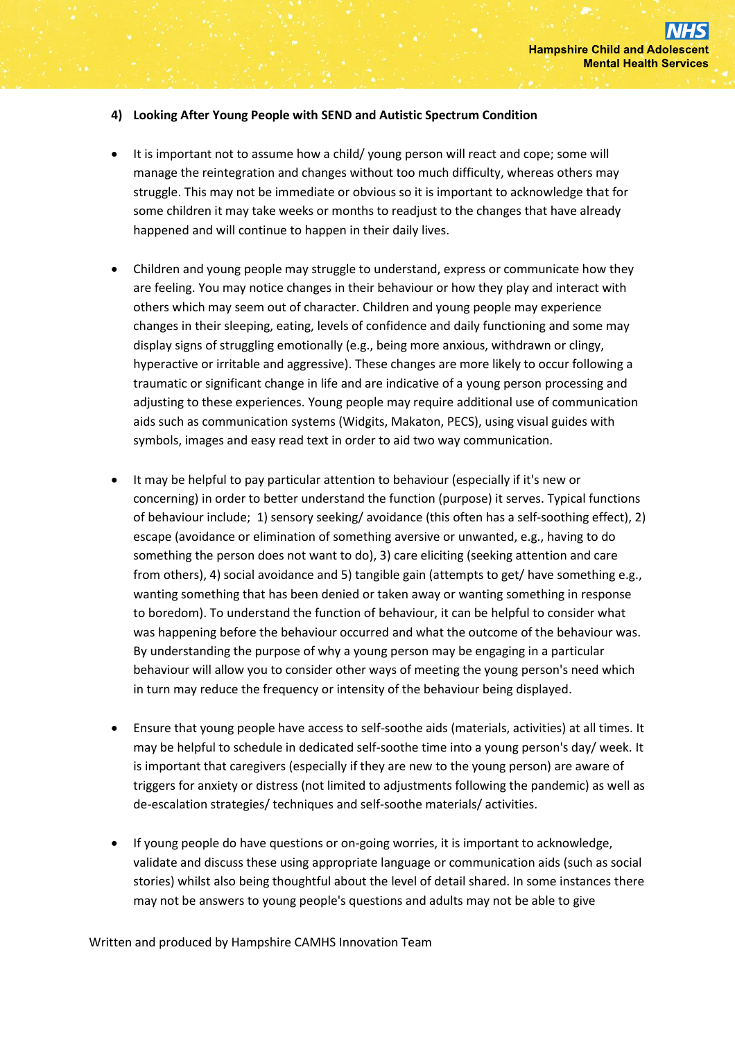#### 4) Looking After Young People with SEND and Autistic Spectrum Condition

- It is important not to assume how a child/ young person will react and cope; some will manage the reintegration and changes without too much difficulty, whereas others may struggle. This may not be immediate or obvious so it is important to acknowledge that for some children it may take weeks or months to readjust to the changes that have already happened and will continue to happen in their daily lives.

- Children and young people may struggle to understand, express or communicate how they are feeling. You may notice changes in their behaviour or how they play and interact with others which may seem out of character. Children and young people may experience changes in their sleeping, eating, levels of confidence and daily functioning and some may display signs of struggling emotionally (e.g., being more anxious, withdrawn or clingy, hyperactive or irritable and aggressive). These changes are more likely to occur following a traumatic or significant change in life and are indicative of a young person processing and adjusting to these experiences. Young people may require additional use of communication aids such as communication systems (Widgits, Makaton, PECS), using visual guides with symbols, images and easy read text in order to aid two way communication.

- It may be helpful to pay particular attention to behaviour (especially if it's new or concerning) in order to better understand the function (purpose) it serves. Typical functions of behaviour include; 1) sensory seeking/ avoidance (this often has a self-soothing effect), 2) escape (avoidance or elimination of something aversive or unwanted, e.g., having to do something the person does not want to do), 3) care eliciting (seeking attention and care from others), 4) social avoidance and 5) tangible gain (attempts to get/ have something e.g., wanting something that has been denied or taken away or wanting something in response to boredom). To understand the function of behaviour, it can be helpful to consider what was happening before the behaviour occurred and what the outcome of the behaviour was. By understanding the purpose of why a young person may be engaging in a particular behaviour will allow you to consider other ways of meeting the young person's need which in turn may reduce the frequency or intensity of the behaviour being displayed.

- Ensure that young people have access to self-soothe aids (materials, activities) at all times. It may be helpful to schedule in dedicated self-soothe time into a young person's day/ week. It is important that caregivers (especially if they are new to the young person) are aware of triggers for anxiety or distress (not limited to adjustments following the pandemic) as well as de-escalation strategies/ techniques and self-soothe materials/ activities.

- If young people do have questions or on-going worries, it is important to acknowledge, validate and discuss these using appropriate language or communication aids (such as social stories) whilst also being thoughtful about the level of detail shared. In some instances there may not be answers to young people's questions and adults may not be able to give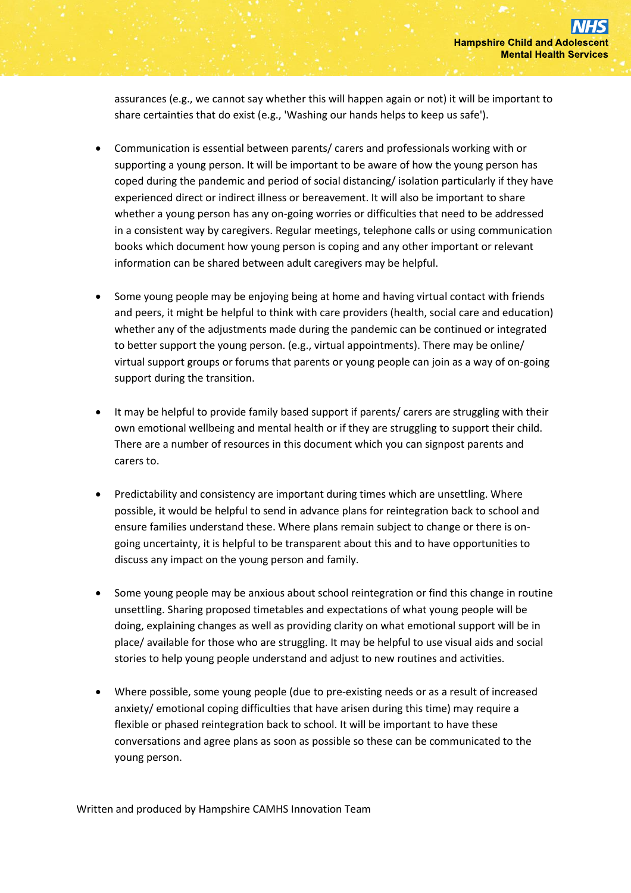assurances (e.g., we cannot say whether this will happen again or not) it will be important to share certainties that do exist (e.g., 'Washing our hands helps to keep us safe').

- Communication is essential between parents/ carers and professionals working with or supporting a young person. It will be important to be aware of how the young person has coped during the pandemic and period of social distancing/ isolation particularly if they have experienced direct or indirect illness or bereavement. It will also be important to share whether a young person has any on-going worries or difficulties that need to be addressed in a consistent way by caregivers. Regular meetings, telephone calls or using communication books which document how young person is coping and any other important or relevant information can be shared between adult caregivers may be helpful.

- Some young people may be enjoying being at home and having virtual contact with friends and peers, it might be helpful to think with care providers (health, social care and education) whether any of the adjustments made during the pandemic can be continued or integrated to better support the young person. (e.g., virtual appointments). There may be online/ virtual support groups or forums that parents or young people can join as a way of on-going support during the transition.

- It may be helpful to provide family based support if parents/ carers are struggling with their own emotional wellbeing and mental health or if they are struggling to support their child. There are a number of resources in this document which you can signpost parents and carers to.

- Predictability and consistency are important during times which are unsettling. Where possible, it would be helpful to send in advance plans for reintegration back to school and ensure families understand these. Where plans remain subject to change or there is on-going uncertainty, it is helpful to be transparent about this and to have opportunities to discuss any impact on the young person and family.

- Some young people may be anxious about school reintegration or find this change in routine unsettling. Sharing proposed timetables and expectations of what young people will be doing, explaining changes as well as providing clarity on what emotional support will be in place/ available for those who are struggling. It may be helpful to use visual aids and social stories to help young people understand and adjust to new routines and activities.

- Where possible, some young people (due to pre-existing needs or as a result of increased anxiety/ emotional coping difficulties that have arisen during this time) may require a flexible or phased reintegration back to school. It will be important to have these conversations and agree plans as soon as possible so these can be communicated to the young person.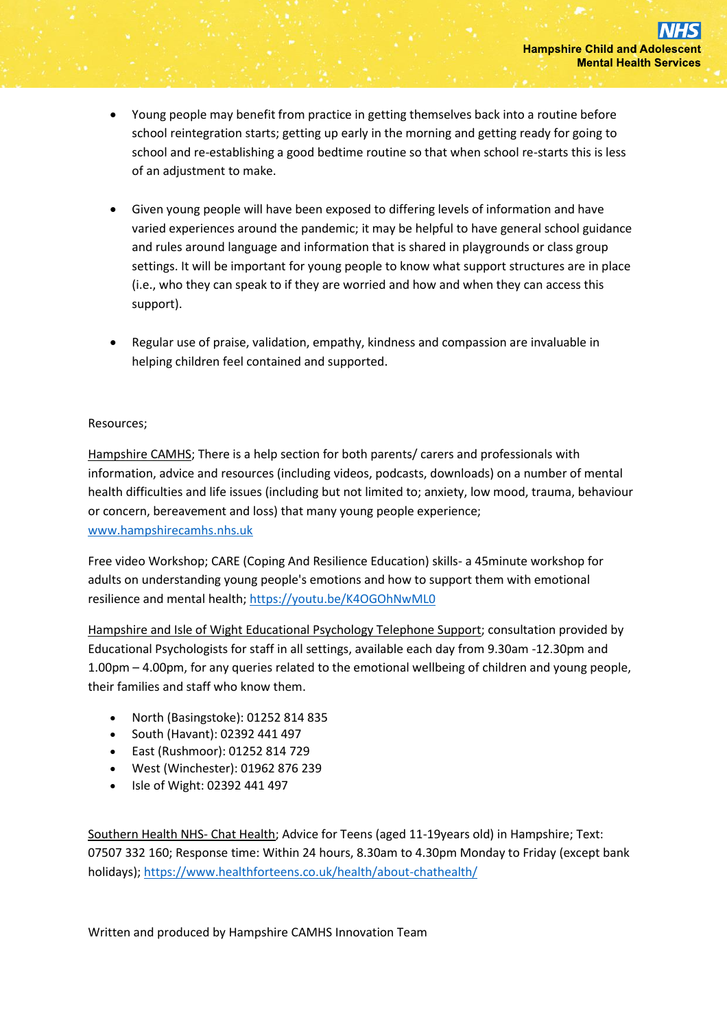- Young people may benefit from practice in getting themselves back into a routine before school reintegration starts; getting up early in the morning and getting ready for going to school and re-establishing a good bedtime routine so that when school re-starts this is less of an adjustment to make.

- Given young people will have been exposed to differing levels of information and have varied experiences around the pandemic; it may be helpful to have general school guidance and rules around language and information that is shared in playgrounds or class group settings. It will be important for young people to know what support structures are in place (i.e., who they can speak to if they are worried and how and when they can access this support).

- Regular use of praise, validation, empathy, kindness and compassion are invaluable in helping children feel contained and supported.

Resources;

Hampshire CAMHS; There is a help section for both parents/ carers and professionals with information, advice and resources (including videos, podcasts, downloads) on a number of mental health difficulties and life issues (including but not limited to; anxiety, low mood, trauma, behaviour or concern, bereavement and loss) that many young people experience; www.hampshirecamhs.nhs.uk

Free video Workshop; CARE (Coping And Resilience Education) skills- a 45minute workshop for adults on understanding young people's emotions and how to support them with emotional resilience and mental health; https://youtu.be/K4OGOhNwML0

Hampshire and Isle of Wight Educational Psychology Telephone Support; consultation provided by Educational Psychologists for staff in all settings, available each day from 9.30am -12.30pm and 1.00pm – 4.00pm, for any queries related to the emotional wellbeing of children and young people, their families and staff who know them.

- North (Basingstoke): 01252 814 835
- South (Havant): 02392 441 497
- East (Rushmoor): 01252 814 729
- West (Winchester): 01962 876 239
- Isle of Wight: 02392 441 497

Southern Health NHS- Chat Health; Advice for Teens (aged 11-19years old) in Hampshire; Text: 07507 332 160; Response time: Within 24 hours, 8.30am to 4.30pm Monday to Friday (except bank holidays); https://www.healthforteens.co.uk/health/about-chathealth/

Written and produced by Hampshire CAMHS Innovation Team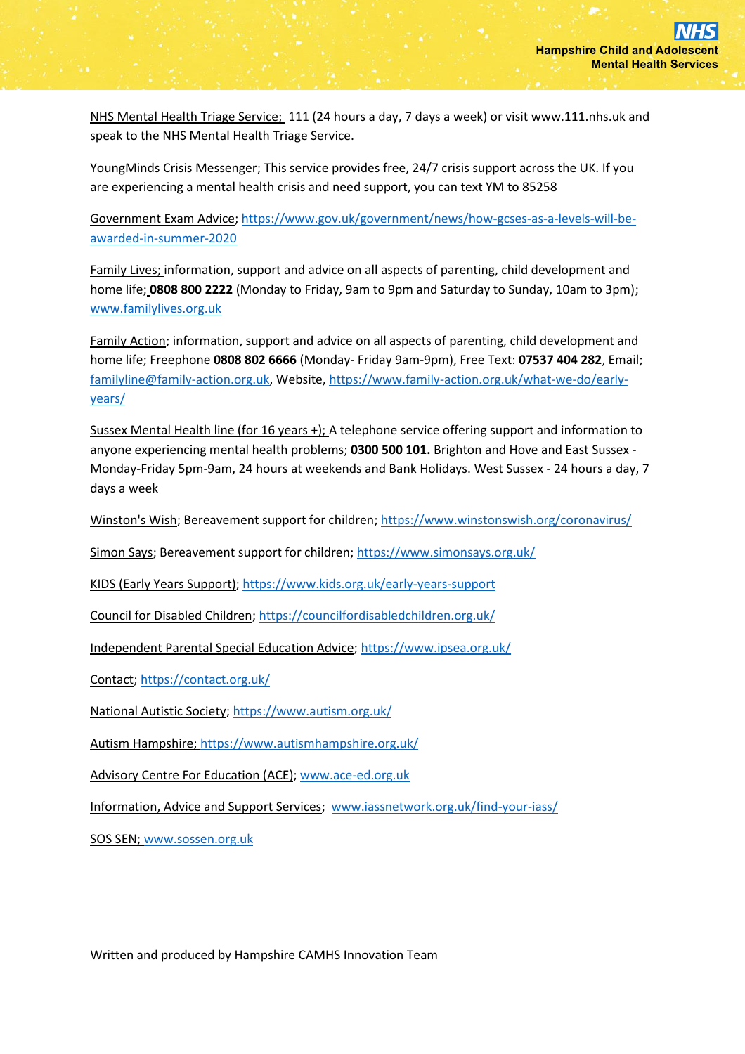NHS Mental Health Triage Service; 111 (24 hours a day, 7 days a week) or visit www.111.nhs.uk and speak to the NHS Mental Health Triage Service.

YoungMinds Crisis Messenger; This service provides free, 24/7 crisis support across the UK. If you are experiencing a mental health crisis and need support, you can text YM to 85258

Government Exam Advice; https://www.gov.uk/government/news/how-gcses-as-a-levels-will-be-awarded-in-summer-2020

Family Lives; information, support and advice on all aspects of parenting, child development and home life; **0808 800 2222** (Monday to Friday, 9am to 9pm and Saturday to Sunday, 10am to 3pm); www.familylives.org.uk

Family Action; information, support and advice on all aspects of parenting, child development and home life; Freephone **0808 802 6666** (Monday- Friday 9am-9pm), Free Text: **07537 404 282**, Email; familyline@family-action.org.uk, Website, https://www.family-action.org.uk/what-we-do/early-years/

Sussex Mental Health line (for 16 years +); A telephone service offering support and information to anyone experiencing mental health problems; **0300 500 101.** Brighton and Hove and East Sussex - Monday-Friday 5pm-9am, 24 hours at weekends and Bank Holidays. West Sussex - 24 hours a day, 7 days a week

Winston's Wish; Bereavement support for children; https://www.winstonswish.org/coronavirus/

Simon Says; Bereavement support for children; https://www.simonsays.org.uk/

KIDS (Early Years Support); https://www.kids.org.uk/early-years-support

Council for Disabled Children; https://councilfordisabledchildren.org.uk/

Independent Parental Special Education Advice; https://www.ipsea.org.uk/

Contact; https://contact.org.uk/

National Autistic Society; https://www.autism.org.uk/

Autism Hampshire; https://www.autismhampshire.org.uk/

Advisory Centre For Education (ACE); www.ace-ed.org.uk

Information, Advice and Support Services; www.iassnetwork.org.uk/find-your-iass/

SOS SEN; www.sossen.org.uk

Written and produced by Hampshire CAMHS Innovation Team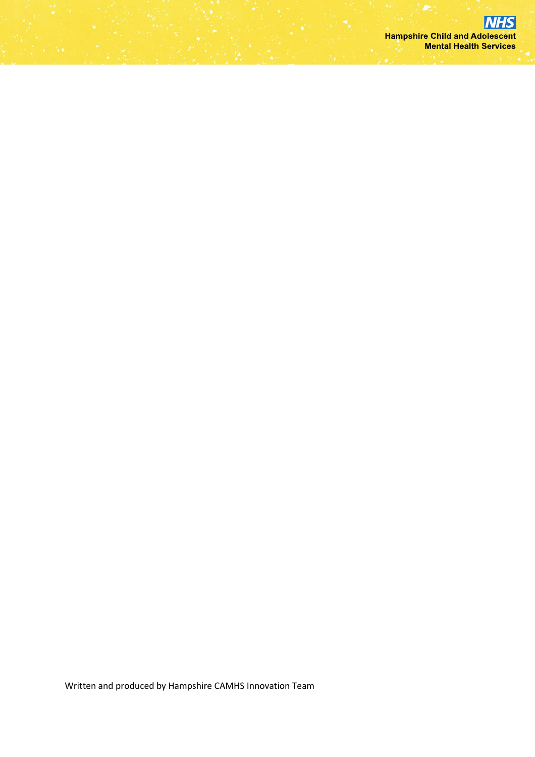Written and produced by Hampshire CAMHS Innovation Team